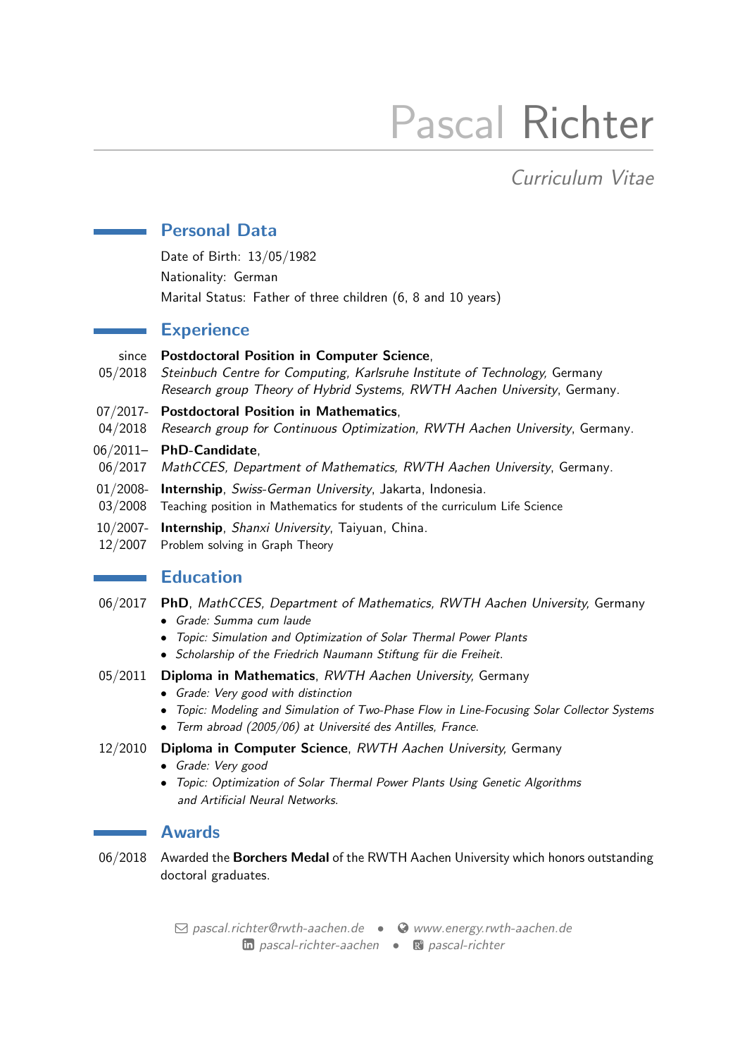# Pascal Richter

*Curriculum Vitae*

## Personal Data

Date of Birth: 13/05/1982
Nationality: German
Marital Status: Father of three children (6, 8 and 10 years)

## Experience

since 05/2018 **Postdoctoral Position in Computer Science**,
*Steinbuch Centre for Computing, Karlsruhe Institute of Technology,* Germany
*Research group Theory of Hybrid Systems, RWTH Aachen University*, Germany.

07/2017-04/2018 **Postdoctoral Position in Mathematics**,
*Research group for Continuous Optimization, RWTH Aachen University*, Germany.

06/2011–06/2017 **PhD-Candidate**,
*MathCCES, Department of Mathematics, RWTH Aachen University*, Germany.

01/2008-03/2008 **Internship**, *Swiss-German University*, Jakarta, Indonesia.
Teaching position in Mathematics for students of the curriculum Life Science

10/2007-12/2007 **Internship**, *Shanxi University*, Taiyuan, China.
Problem solving in Graph Theory

## Education

06/2017 **PhD**, *MathCCES, Department of Mathematics, RWTH Aachen University,* Germany
- *Grade: Summa cum laude*
- *Topic: Simulation and Optimization of Solar Thermal Power Plants*
- *Scholarship of the Friedrich Naumann Stiftung für die Freiheit.*

05/2011 **Diploma in Mathematics**, *RWTH Aachen University,* Germany
- *Grade: Very good with distinction*
- *Topic: Modeling and Simulation of Two-Phase Flow in Line-Focusing Solar Collector Systems*
- *Term abroad (2005/06) at Université des Antilles, France.*

12/2010 **Diploma in Computer Science**, *RWTH Aachen University,* Germany
- *Grade: Very good*
- *Topic: Optimization of Solar Thermal Power Plants Using Genetic Algorithms and Artificial Neural Networks.*

## Awards

06/2018 Awarded the **Borchers Medal** of the RWTH Aachen University which honors outstanding doctoral graduates.

*pascal.richter@rwth-aachen.de* • *www.energy.rwth-aachen.de*
*pascal-richter-aachen* • *pascal-richter*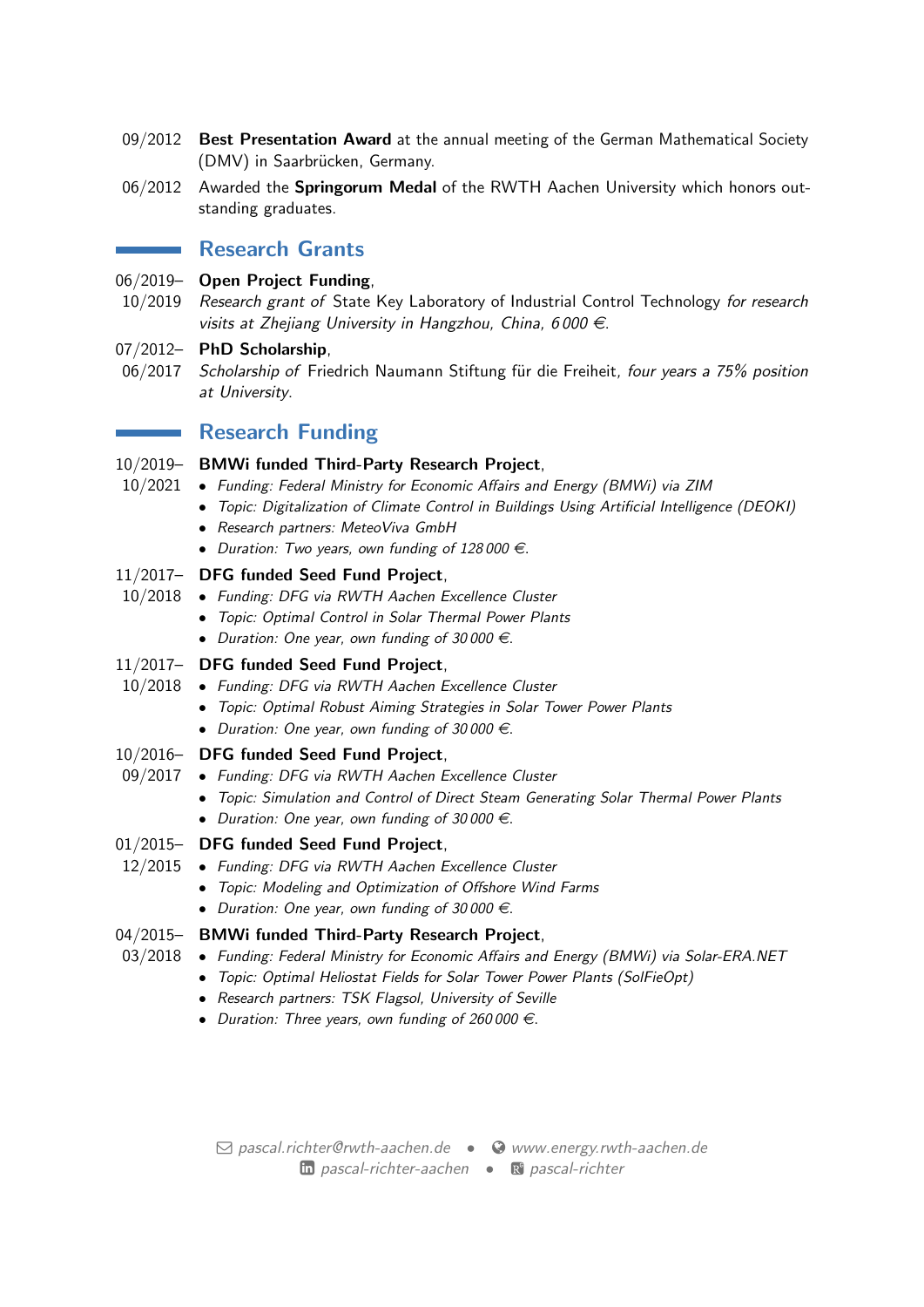09/2012 **Best Presentation Award** at the annual meeting of the German Mathematical Society (DMV) in Saarbrücken, Germany.

06/2012 Awarded the **Springorum Medal** of the RWTH Aachen University which honors outstanding graduates.

## Research Grants

06/2019–10/2019 **Open Project Funding**,
*Research grant of* State Key Laboratory of Industrial Control Technology *for research visits at Zhejiang University in Hangzhou, China, 6 000 €.*

07/2012–06/2017 **PhD Scholarship**,
*Scholarship of* Friedrich Naumann Stiftung für die Freiheit, *four years a 75% position at University.*

## Research Funding

10/2019–10/2021 **BMWi funded Third-Party Research Project**,
- *Funding: Federal Ministry for Economic Affairs and Energy (BMWi) via ZIM*
- *Topic: Digitalization of Climate Control in Buildings Using Artificial Intelligence (DEOKI)*
- *Research partners: MeteoViva GmbH*
- *Duration: Two years, own funding of 128 000 €.*

11/2017–10/2018 **DFG funded Seed Fund Project**,
- *Funding: DFG via RWTH Aachen Excellence Cluster*
- *Topic: Optimal Control in Solar Thermal Power Plants*
- *Duration: One year, own funding of 30 000 €.*

11/2017–10/2018 **DFG funded Seed Fund Project**,
- *Funding: DFG via RWTH Aachen Excellence Cluster*
- *Topic: Optimal Robust Aiming Strategies in Solar Tower Power Plants*
- *Duration: One year, own funding of 30 000 €.*

10/2016–09/2017 **DFG funded Seed Fund Project**,
- *Funding: DFG via RWTH Aachen Excellence Cluster*
- *Topic: Simulation and Control of Direct Steam Generating Solar Thermal Power Plants*
- *Duration: One year, own funding of 30 000 €.*

01/2015–12/2015 **DFG funded Seed Fund Project**,
- *Funding: DFG via RWTH Aachen Excellence Cluster*
- *Topic: Modeling and Optimization of Offshore Wind Farms*
- *Duration: One year, own funding of 30 000 €.*

04/2015–03/2018 **BMWi funded Third-Party Research Project**,
- *Funding: Federal Ministry for Economic Affairs and Energy (BMWi) via Solar-ERA.NET*
- *Topic: Optimal Heliostat Fields for Solar Tower Power Plants (SolFieOpt)*
- *Research partners: TSK Flagsol, University of Seville*
- *Duration: Three years, own funding of 260 000 €.*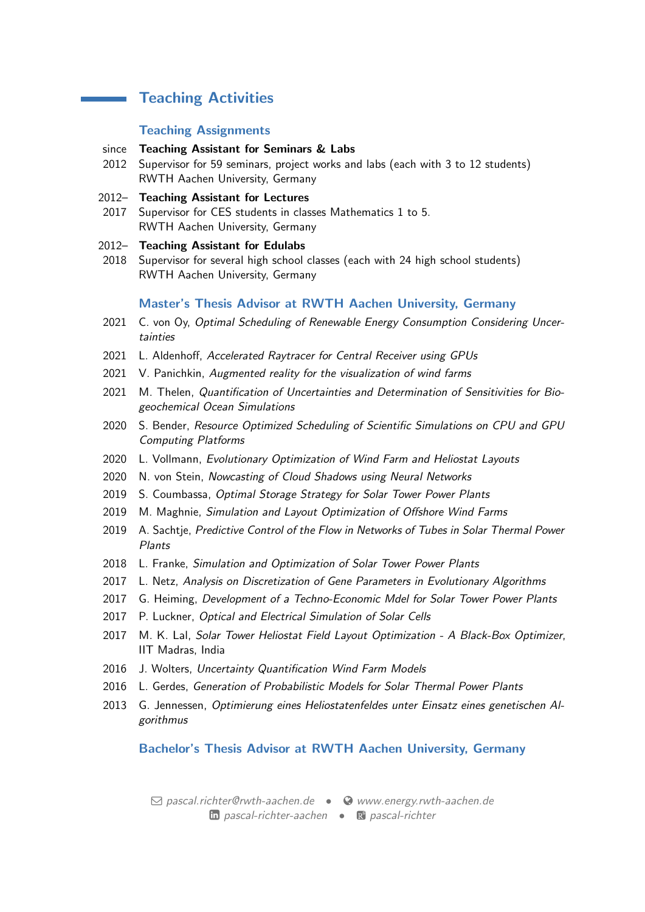## Teaching Activities

### Teaching Assignments

since 2012 **Teaching Assistant for Seminars & Labs**
Supervisor for 59 seminars, project works and labs (each with 3 to 12 students)
RWTH Aachen University, Germany

2012–2017 **Teaching Assistant for Lectures**
Supervisor for CES students in classes Mathematics 1 to 5.
RWTH Aachen University, Germany

2012–2018 **Teaching Assistant for Edulabs**
Supervisor for several high school classes (each with 24 high school students)
RWTH Aachen University, Germany

### Master's Thesis Advisor at RWTH Aachen University, Germany

- 2021 C. von Oy, *Optimal Scheduling of Renewable Energy Consumption Considering Uncertainties*
- 2021 L. Aldenhoff, *Accelerated Raytracer for Central Receiver using GPUs*
- 2021 V. Panichkin, *Augmented reality for the visualization of wind farms*
- 2021 M. Thelen, *Quantification of Uncertainties and Determination of Sensitivities for Biogeochemical Ocean Simulations*
- 2020 S. Bender, *Resource Optimized Scheduling of Scientific Simulations on CPU and GPU Computing Platforms*
- 2020 L. Vollmann, *Evolutionary Optimization of Wind Farm and Heliostat Layouts*
- 2020 N. von Stein, *Nowcasting of Cloud Shadows using Neural Networks*
- 2019 S. Coumbassa, *Optimal Storage Strategy for Solar Tower Power Plants*
- 2019 M. Maghnie, *Simulation and Layout Optimization of Offshore Wind Farms*
- 2019 A. Sachtje, *Predictive Control of the Flow in Networks of Tubes in Solar Thermal Power Plants*
- 2018 L. Franke, *Simulation and Optimization of Solar Tower Power Plants*
- 2017 L. Netz, *Analysis on Discretization of Gene Parameters in Evolutionary Algorithms*
- 2017 G. Heiming, *Development of a Techno-Economic Mdel for Solar Tower Power Plants*
- 2017 P. Luckner, *Optical and Electrical Simulation of Solar Cells*
- 2017 M. K. Lal, *Solar Tower Heliostat Field Layout Optimization - A Black-Box Optimizer*, IIT Madras, India
- 2016 J. Wolters, *Uncertainty Quantification Wind Farm Models*
- 2016 L. Gerdes, *Generation of Probabilistic Models for Solar Thermal Power Plants*
- 2013 G. Jennessen, *Optimierung eines Heliostatenfeldes unter Einsatz eines genetischen Algorithmus*

### Bachelor's Thesis Advisor at RWTH Aachen University, Germany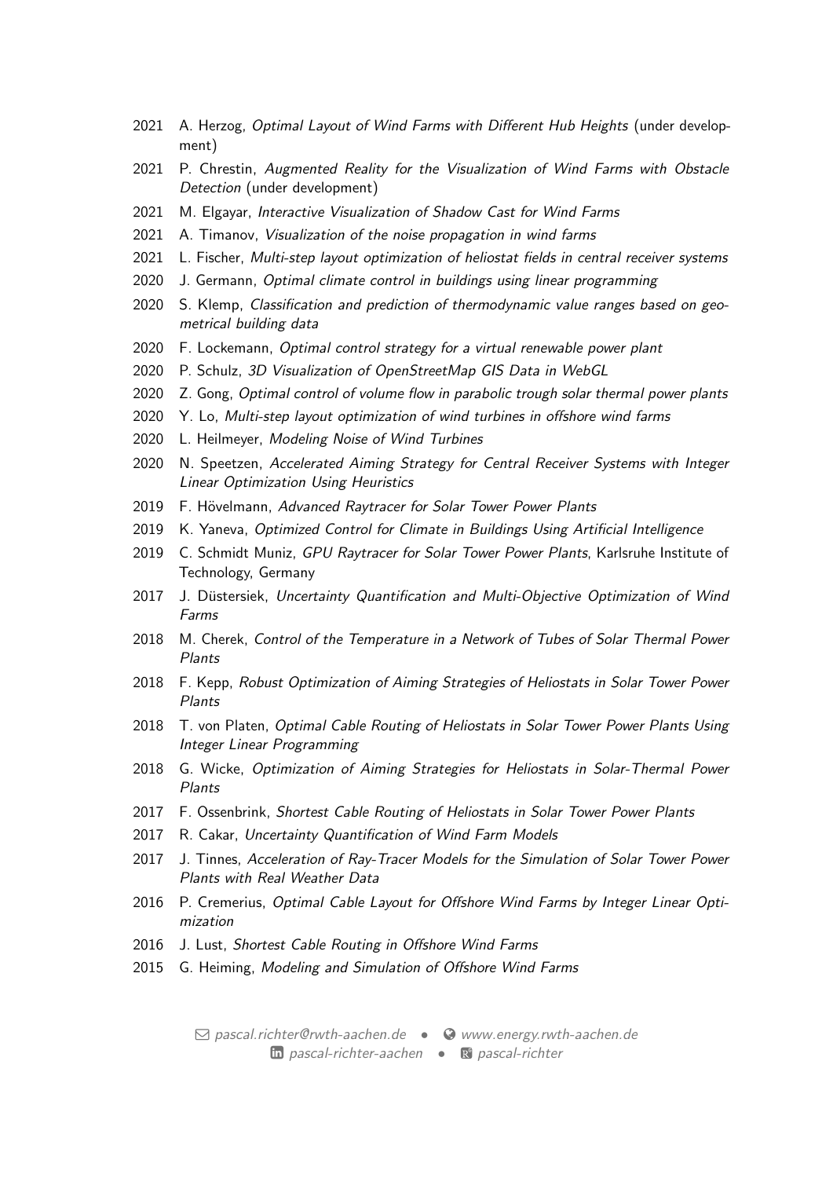2021 A. Herzog, *Optimal Layout of Wind Farms with Different Hub Heights* (under development)

2021 P. Chrestin, *Augmented Reality for the Visualization of Wind Farms with Obstacle Detection* (under development)

2021 M. Elgayar, *Interactive Visualization of Shadow Cast for Wind Farms*

2021 A. Timanov, *Visualization of the noise propagation in wind farms*

2021 L. Fischer, *Multi-step layout optimization of heliostat fields in central receiver systems*

2020 J. Germann, *Optimal climate control in buildings using linear programming*

2020 S. Klemp, *Classification and prediction of thermodynamic value ranges based on geometrical building data*

2020 F. Lockemann, *Optimal control strategy for a virtual renewable power plant*

2020 P. Schulz, *3D Visualization of OpenStreetMap GIS Data in WebGL*

2020 Z. Gong, *Optimal control of volume flow in parabolic trough solar thermal power plants*

2020 Y. Lo, *Multi-step layout optimization of wind turbines in offshore wind farms*

2020 L. Heilmeyer, *Modeling Noise of Wind Turbines*

2020 N. Speetzen, *Accelerated Aiming Strategy for Central Receiver Systems with Integer Linear Optimization Using Heuristics*

2019 F. Hövelmann, *Advanced Raytracer for Solar Tower Power Plants*

2019 K. Yaneva, *Optimized Control for Climate in Buildings Using Artificial Intelligence*

2019 C. Schmidt Muniz, *GPU Raytracer for Solar Tower Power Plants*, Karlsruhe Institute of Technology, Germany

2017 J. Düstersiek, *Uncertainty Quantification and Multi-Objective Optimization of Wind Farms*

2018 M. Cherek, *Control of the Temperature in a Network of Tubes of Solar Thermal Power Plants*

2018 F. Kepp, *Robust Optimization of Aiming Strategies of Heliostats in Solar Tower Power Plants*

2018 T. von Platen, *Optimal Cable Routing of Heliostats in Solar Tower Power Plants Using Integer Linear Programming*

2018 G. Wicke, *Optimization of Aiming Strategies for Heliostats in Solar-Thermal Power Plants*

2017 F. Ossenbrink, *Shortest Cable Routing of Heliostats in Solar Tower Power Plants*

2017 R. Cakar, *Uncertainty Quantification of Wind Farm Models*

2017 J. Tinnes, *Acceleration of Ray-Tracer Models for the Simulation of Solar Tower Power Plants with Real Weather Data*

2016 P. Cremerius, *Optimal Cable Layout for Offshore Wind Farms by Integer Linear Optimization*

2016 J. Lust, *Shortest Cable Routing in Offshore Wind Farms*

2015 G. Heiming, *Modeling and Simulation of Offshore Wind Farms*

pascal.richter@rwth-aachen.de • www.energy.rwth-aachen.de
pascal-richter-aachen • pascal-richter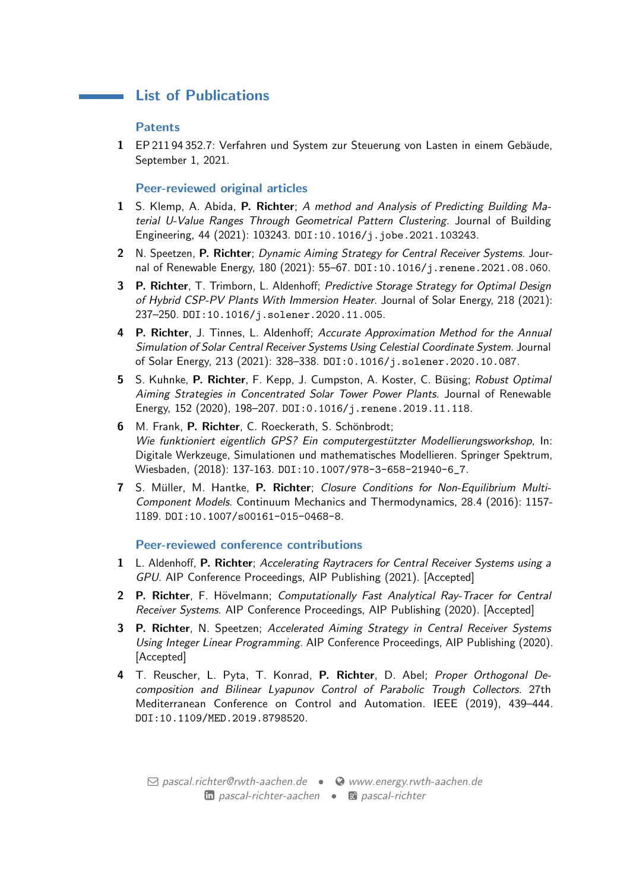## List of Publications

### Patents

1. EP 211 94 352.7: Verfahren und System zur Steuerung von Lasten in einem Gebäude, September 1, 2021.

### Peer-reviewed original articles

1. S. Klemp, A. Abida, **P. Richter**; *A method and Analysis of Predicting Building Material U-Value Ranges Through Geometrical Pattern Clustering*. Journal of Building Engineering, 44 (2021): 103243. DOI:10.1016/j.jobe.2021.103243.
2. N. Speetzen, **P. Richter**; *Dynamic Aiming Strategy for Central Receiver Systems*. Journal of Renewable Energy, 180 (2021): 55–67. DOI:10.1016/j.renene.2021.08.060.
3. **P. Richter**, T. Trimborn, L. Aldenhoff; *Predictive Storage Strategy for Optimal Design of Hybrid CSP-PV Plants With Immersion Heater*. Journal of Solar Energy, 218 (2021): 237–250. DOI:10.1016/j.solener.2020.11.005.
4. **P. Richter**, J. Tinnes, L. Aldenhoff; *Accurate Approximation Method for the Annual Simulation of Solar Central Receiver Systems Using Celestial Coordinate System*. Journal of Solar Energy, 213 (2021): 328–338. DOI:0.1016/j.solener.2020.10.087.
5. S. Kuhnke, **P. Richter**, F. Kepp, J. Cumpston, A. Koster, C. Büsing; *Robust Optimal Aiming Strategies in Concentrated Solar Tower Power Plants*. Journal of Renewable Energy, 152 (2020), 198–207. DOI:0.1016/j.renene.2019.11.118.
6. M. Frank, **P. Richter**, C. Roeckerath, S. Schönbrodt; *Wie funktioniert eigentlich GPS? Ein computergestützter Modellierungsworkshop*, In: Digitale Werkzeuge, Simulationen und mathematisches Modellieren. Springer Spektrum, Wiesbaden, (2018): 137-163. DOI:10.1007/978-3-658-21940-6_7.
7. S. Müller, M. Hantke, **P. Richter**; *Closure Conditions for Non-Equilibrium Multi-Component Models*. Continuum Mechanics and Thermodynamics, 28.4 (2016): 1157-1189. DOI:10.1007/s00161-015-0468-8.

### Peer-reviewed conference contributions

1. L. Aldenhoff, **P. Richter**; *Accelerating Raytracers for Central Receiver Systems using a GPU*. AIP Conference Proceedings, AIP Publishing (2021). [Accepted]
2. **P. Richter**, F. Hövelmann; *Computationally Fast Analytical Ray-Tracer for Central Receiver Systems*. AIP Conference Proceedings, AIP Publishing (2020). [Accepted]
3. **P. Richter**, N. Speetzen; *Accelerated Aiming Strategy in Central Receiver Systems Using Integer Linear Programming*. AIP Conference Proceedings, AIP Publishing (2020). [Accepted]
4. T. Reuscher, L. Pyta, T. Konrad, **P. Richter**, D. Abel; *Proper Orthogonal Decomposition and Bilinear Lyapunov Control of Parabolic Trough Collectors*. 27th Mediterranean Conference on Control and Automation. IEEE (2019), 439–444. DOI:10.1109/MED.2019.8798520.

*pascal.richter@rwth-aachen.de* • *www.energy.rwth-aachen.de*
*pascal-richter-aachen* • *pascal-richter*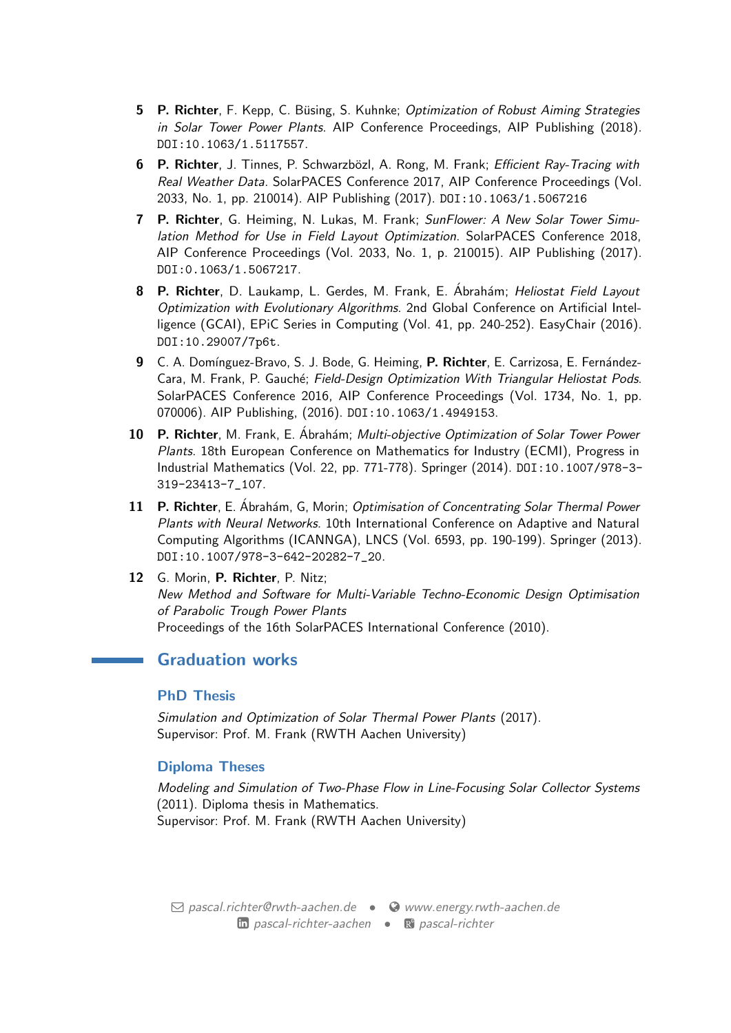5. **P. Richter**, F. Kepp, C. Büsing, S. Kuhnke; *Optimization of Robust Aiming Strategies in Solar Tower Power Plants*. AIP Conference Proceedings, AIP Publishing (2018). DOI:10.1063/1.5117557.
6. **P. Richter**, J. Tinnes, P. Schwarzbözl, A. Rong, M. Frank; *Efficient Ray-Tracing with Real Weather Data*. SolarPACES Conference 2017, AIP Conference Proceedings (Vol. 2033, No. 1, pp. 210014). AIP Publishing (2017). DOI:10.1063/1.5067216
7. **P. Richter**, G. Heiming, N. Lukas, M. Frank; *SunFlower: A New Solar Tower Simulation Method for Use in Field Layout Optimization*. SolarPACES Conference 2018, AIP Conference Proceedings (Vol. 2033, No. 1, p. 210015). AIP Publishing (2017). DOI:0.1063/1.5067217.
8. **P. Richter**, D. Laukamp, L. Gerdes, M. Frank, E. Ábrahám; *Heliostat Field Layout Optimization with Evolutionary Algorithms*. 2nd Global Conference on Artificial Intelligence (GCAI), EPiC Series in Computing (Vol. 41, pp. 240-252). EasyChair (2016). DOI:10.29007/7p6t.
9. C. A. Domínguez-Bravo, S. J. Bode, G. Heiming, **P. Richter**, E. Carrizosa, E. Fernández-Cara, M. Frank, P. Gauché; *Field-Design Optimization With Triangular Heliostat Pods*. SolarPACES Conference 2016, AIP Conference Proceedings (Vol. 1734, No. 1, pp. 070006). AIP Publishing, (2016). DOI:10.1063/1.4949153.
10. **P. Richter**, M. Frank, E. Ábrahám; *Multi-objective Optimization of Solar Tower Power Plants*. 18th European Conference on Mathematics for Industry (ECMI), Progress in Industrial Mathematics (Vol. 22, pp. 771-778). Springer (2014). DOI:10.1007/978-3-319-23413-7_107.
11. **P. Richter**, E. Ábrahám, G, Morin; *Optimisation of Concentrating Solar Thermal Power Plants with Neural Networks*. 10th International Conference on Adaptive and Natural Computing Algorithms (ICANNGA), LNCS (Vol. 6593, pp. 190-199). Springer (2013). DOI:10.1007/978-3-642-20282-7_20.
12. G. Morin, **P. Richter**, P. Nitz;
    *New Method and Software for Multi-Variable Techno-Economic Design Optimisation of Parabolic Trough Power Plants*
    Proceedings of the 16th SolarPACES International Conference (2010).

## Graduation works

### PhD Thesis

*Simulation and Optimization of Solar Thermal Power Plants* (2017).
Supervisor: Prof. M. Frank (RWTH Aachen University)

### Diploma Theses

*Modeling and Simulation of Two-Phase Flow in Line-Focusing Solar Collector Systems* (2011). Diploma thesis in Mathematics.
Supervisor: Prof. M. Frank (RWTH Aachen University)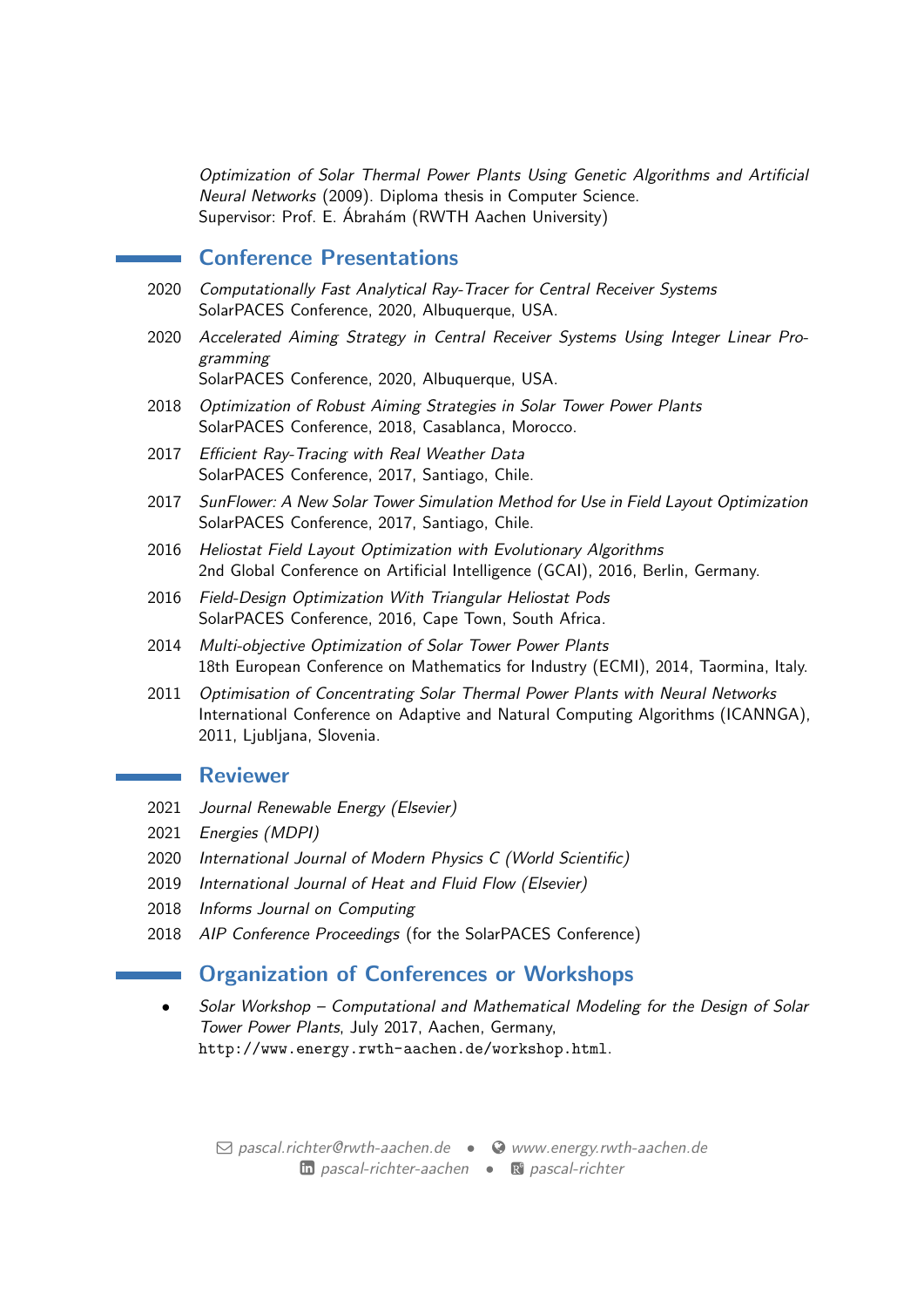*Optimization of Solar Thermal Power Plants Using Genetic Algorithms and Artificial Neural Networks* (2009). Diploma thesis in Computer Science.
Supervisor: Prof. E. Ábrahám (RWTH Aachen University)

## Conference Presentations

2020 *Computationally Fast Analytical Ray-Tracer for Central Receiver Systems*
SolarPACES Conference, 2020, Albuquerque, USA.

2020 *Accelerated Aiming Strategy in Central Receiver Systems Using Integer Linear Programming*
SolarPACES Conference, 2020, Albuquerque, USA.

2018 *Optimization of Robust Aiming Strategies in Solar Tower Power Plants*
SolarPACES Conference, 2018, Casablanca, Morocco.

2017 *Efficient Ray-Tracing with Real Weather Data*
SolarPACES Conference, 2017, Santiago, Chile.

2017 *SunFlower: A New Solar Tower Simulation Method for Use in Field Layout Optimization*
SolarPACES Conference, 2017, Santiago, Chile.

2016 *Heliostat Field Layout Optimization with Evolutionary Algorithms*
2nd Global Conference on Artificial Intelligence (GCAI), 2016, Berlin, Germany.

2016 *Field-Design Optimization With Triangular Heliostat Pods*
SolarPACES Conference, 2016, Cape Town, South Africa.

2014 *Multi-objective Optimization of Solar Tower Power Plants*
18th European Conference on Mathematics for Industry (ECMI), 2014, Taormina, Italy.

2011 *Optimisation of Concentrating Solar Thermal Power Plants with Neural Networks*
International Conference on Adaptive and Natural Computing Algorithms (ICANNGA), 2011, Ljubljana, Slovenia.

## Reviewer

2021 *Journal Renewable Energy (Elsevier)*

2021 *Energies (MDPI)*

2020 *International Journal of Modern Physics C (World Scientific)*

2019 *International Journal of Heat and Fluid Flow (Elsevier)*

2018 *Informs Journal on Computing*

2018 *AIP Conference Proceedings* (for the SolarPACES Conference)

## Organization of Conferences or Workshops

- *Solar Workshop – Computational and Mathematical Modeling for the Design of Solar Tower Power Plants*, July 2017, Aachen, Germany, `http://www.energy.rwth-aachen.de/workshop.html`.

pascal.richter@rwth-aachen.de • www.energy.rwth-aachen.de
pascal-richter-aachen • pascal-richter